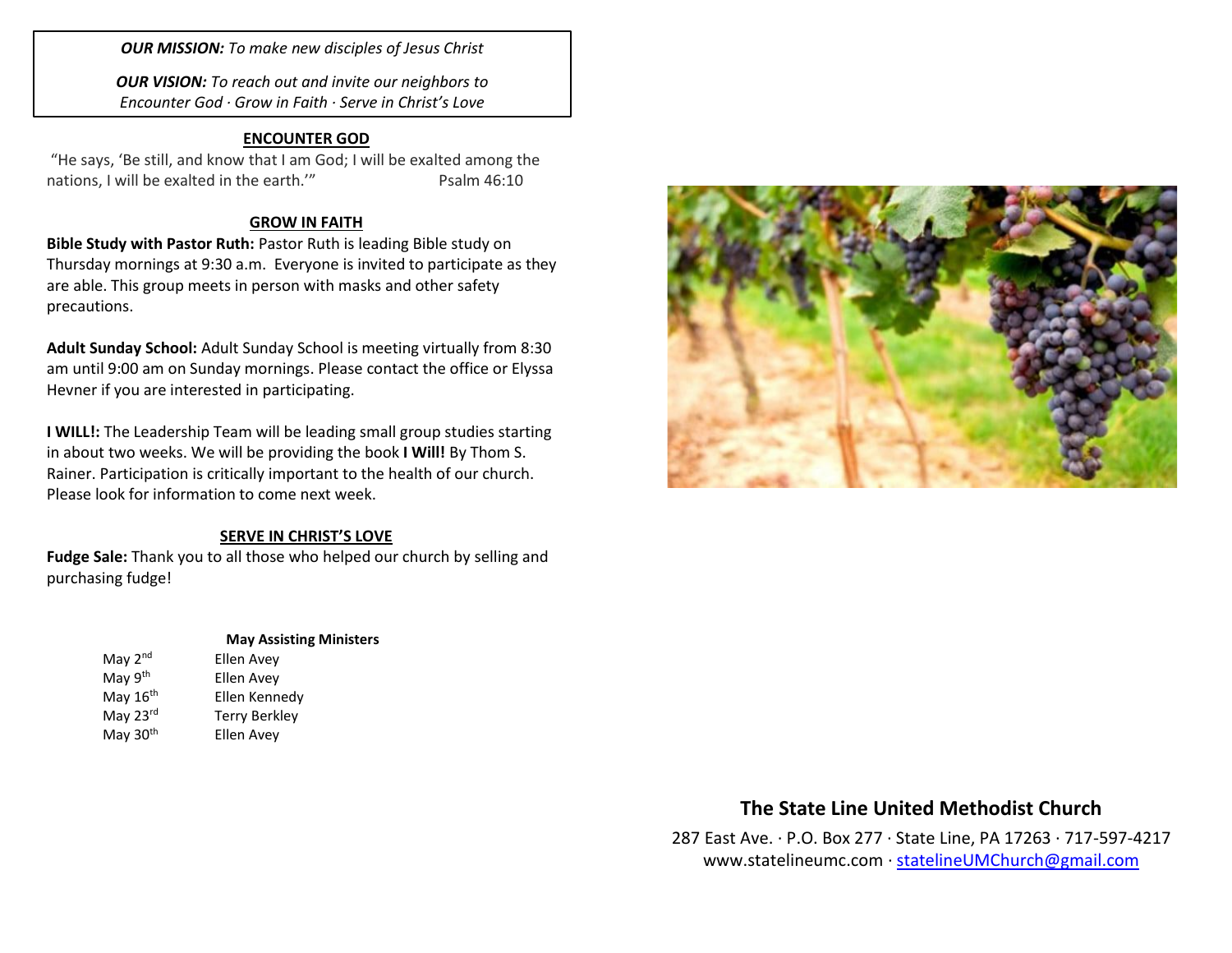***OUR MISSION:*** *To make new disciples of Jesus Christ*

***OUR VISION:*** *To reach out and invite our neighbors to Encounter God · Grow in Faith · Serve in Christ's Love*

## ENCOUNTER GOD

"He says, 'Be still, and know that I am God; I will be exalted among the nations, I will be exalted in the earth.'" Psalm 46:10

## GROW IN FAITH

**Bible Study with Pastor Ruth:** Pastor Ruth is leading Bible study on Thursday mornings at 9:30 a.m. Everyone is invited to participate as they are able. This group meets in person with masks and other safety precautions.

**Adult Sunday School:** Adult Sunday School is meeting virtually from 8:30 am until 9:00 am on Sunday mornings. Please contact the office or Elyssa Hevner if you are interested in participating.

**I WILL!:** The Leadership Team will be leading small group studies starting in about two weeks. We will be providing the book **I Will!** By Thom S. Rainer. Participation is critically important to the health of our church. Please look for information to come next week.

## SERVE IN CHRIST'S LOVE

**Fudge Sale:** Thank you to all those who helped our church by selling and purchasing fudge!

**May Assisting Ministers**

| | |
|---|---|
| May 2nd | Ellen Avey |
| May 9th | Ellen Avey |
| May 16th | Ellen Kennedy |
| May 23rd | Terry Berkley |
| May 30th | Ellen Avey |

## The State Line United Methodist Church

287 East Ave. · P.O. Box 277 · State Line, PA 17263 · 717-597-4217
www.statelineumc.com · statelineUMChurch@gmail.com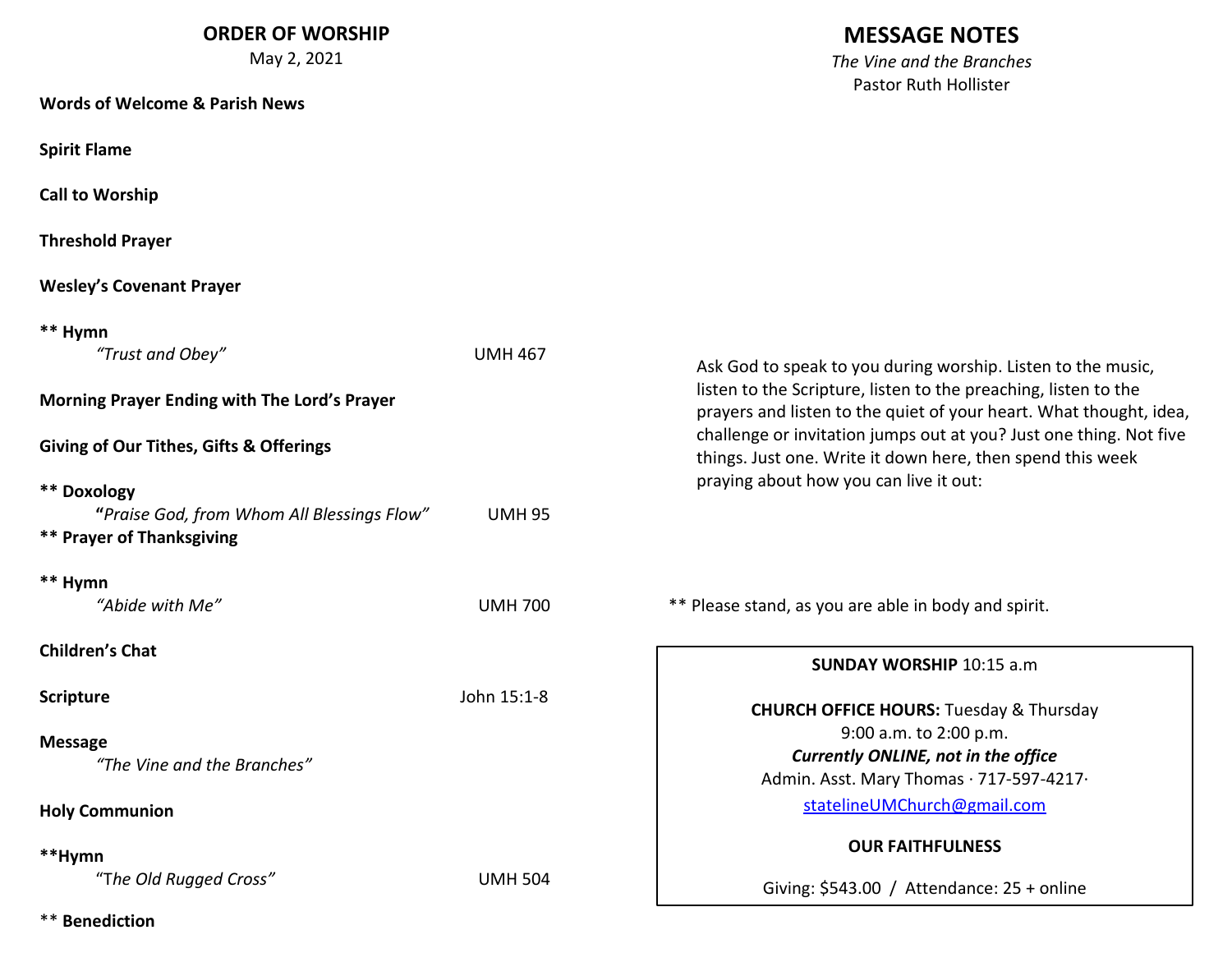## ORDER OF WORSHIP

May 2, 2021

**Words of Welcome & Parish News**

**Spirit Flame**

**Call to Worship**

**Threshold Prayer**

**Wesley's Covenant Prayer**

**\*\* Hymn**
*"Trust and Obey"* UMH 467

**Morning Prayer Ending with The Lord's Prayer**

**Giving of Our Tithes, Gifts & Offerings**

**\*\* Doxology**
**"***Praise God, from Whom All Blessings Flow"* UMH 95

**\*\* Prayer of Thanksgiving**

**\*\* Hymn**
*"Abide with Me"* UMH 700

**Children's Chat**

**Scripture** John 15:1-8

**Message**
*"The Vine and the Branches"*

**Holy Communion**

**\*\*Hymn**
"*The Old Rugged Cross"* UMH 504

\*\* **Benediction**

## MESSAGE NOTES

*The Vine and the Branches*
Pastor Ruth Hollister

Ask God to speak to you during worship. Listen to the music, listen to the Scripture, listen to the preaching, listen to the prayers and listen to the quiet of your heart. What thought, idea, challenge or invitation jumps out at you? Just one thing. Not five things. Just one. Write it down here, then spend this week praying about how you can live it out:

\*\* Please stand, as you are able in body and spirit.

**SUNDAY WORSHIP** 10:15 a.m

**CHURCH OFFICE HOURS:** Tuesday & Thursday
9:00 a.m. to 2:00 p.m.
***Currently ONLINE, not in the office***
Admin. Asst. Mary Thomas · 717-597-4217·
statelineUMChurch@gmail.com

**OUR FAITHFULNESS**

Giving: $543.00 / Attendance: 25 + online